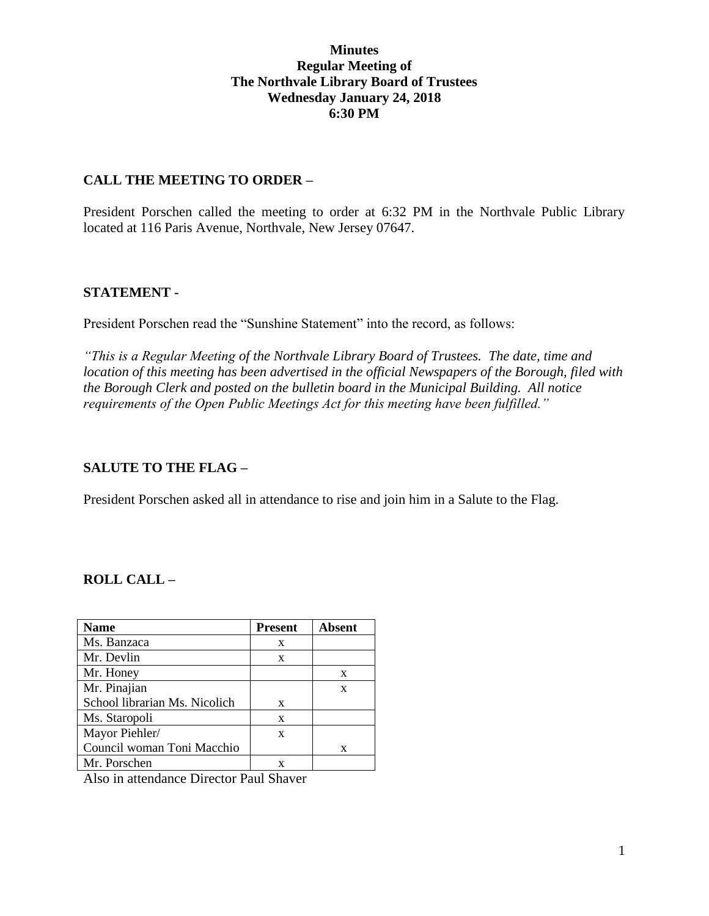# Minutes
## Regular Meeting of
## The Northvale Library Board of Trustees
## Wednesday January 24, 2018
## 6:30 PM

### CALL THE MEETING TO ORDER –

President Porschen called the meeting to order at 6:32 PM in the Northvale Public Library located at 116 Paris Avenue, Northvale, New Jersey 07647.

### STATEMENT -

President Porschen read the "Sunshine Statement" into the record, as follows:

*"This is a Regular Meeting of the Northvale Library Board of Trustees. The date, time and location of this meeting has been advertised in the official Newspapers of the Borough, filed with the Borough Clerk and posted on the bulletin board in the Municipal Building. All notice requirements of the Open Public Meetings Act for this meeting have been fulfilled."*

### SALUTE TO THE FLAG –

President Porschen asked all in attendance to rise and join him in a Salute to the Flag.

### ROLL CALL –

| Name | Present | Absent |
|---|---|---|
| Ms. Banzaca | x | |
| Mr. Devlin | x | |
| Mr. Honey | | x |
| Mr. Pinajian | | x |
| School librarian Ms. Nicolich | x | |
| Ms. Staropoli | x | |
| Mayor Piehler/ | x | |
| Council woman Toni Macchio | | x |
| Mr. Porschen | x | |

Also in attendance Director Paul Shaver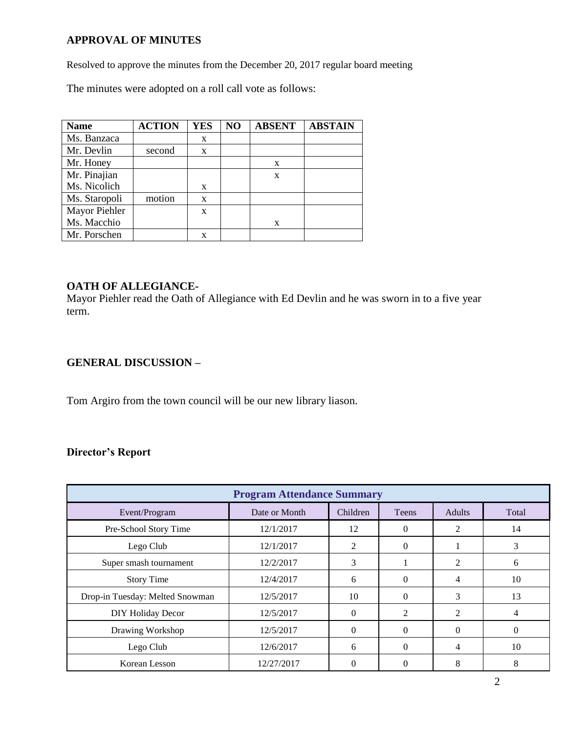**APPROVAL OF MINUTES**

Resolved to approve the minutes from the December 20, 2017 regular board meeting

The minutes were adopted on a roll call vote as follows:

| Name | ACTION | YES | NO | ABSENT | ABSTAIN |
|---|---|---|---|---|---|
| Ms. Banzaca | | x | | | |
| Mr. Devlin | second | x | | | |
| Mr. Honey | | | | x | |
| Mr. Pinajian | | | | x | |
| Ms. Nicolich | | x | | | |
| Ms. Staropoli | motion | x | | | |
| Mayor Piehler | | x | | | |
| Ms. Macchio | | | | x | |
| Mr. Porschen | | x | | | |

**OATH OF ALLEGIANCE-**
Mayor Piehler read the Oath of Allegiance with Ed Devlin and he was sworn in to a five year term.

**GENERAL DISCUSSION –**

Tom Argiro from the town council will be our new library liason.

**Director's Report**

| Program Attendance Summary | | | | | |
|---|---|---|---|---|---|
| Event/Program | Date or Month | Children | Teens | Adults | Total |
| Pre-School Story Time | 12/1/2017 | 12 | 0 | 2 | 14 |
| Lego Club | 12/1/2017 | 2 | 0 | 1 | 3 |
| Super smash tournament | 12/2/2017 | 3 | 1 | 2 | 6 |
| Story Time | 12/4/2017 | 6 | 0 | 4 | 10 |
| Drop-in Tuesday: Melted Snowman | 12/5/2017 | 10 | 0 | 3 | 13 |
| DIY Holiday Decor | 12/5/2017 | 0 | 2 | 2 | 4 |
| Drawing Workshop | 12/5/2017 | 0 | 0 | 0 | 0 |
| Lego Club | 12/6/2017 | 6 | 0 | 4 | 10 |
| Korean Lesson | 12/27/2017 | 0 | 0 | 8 | 8 |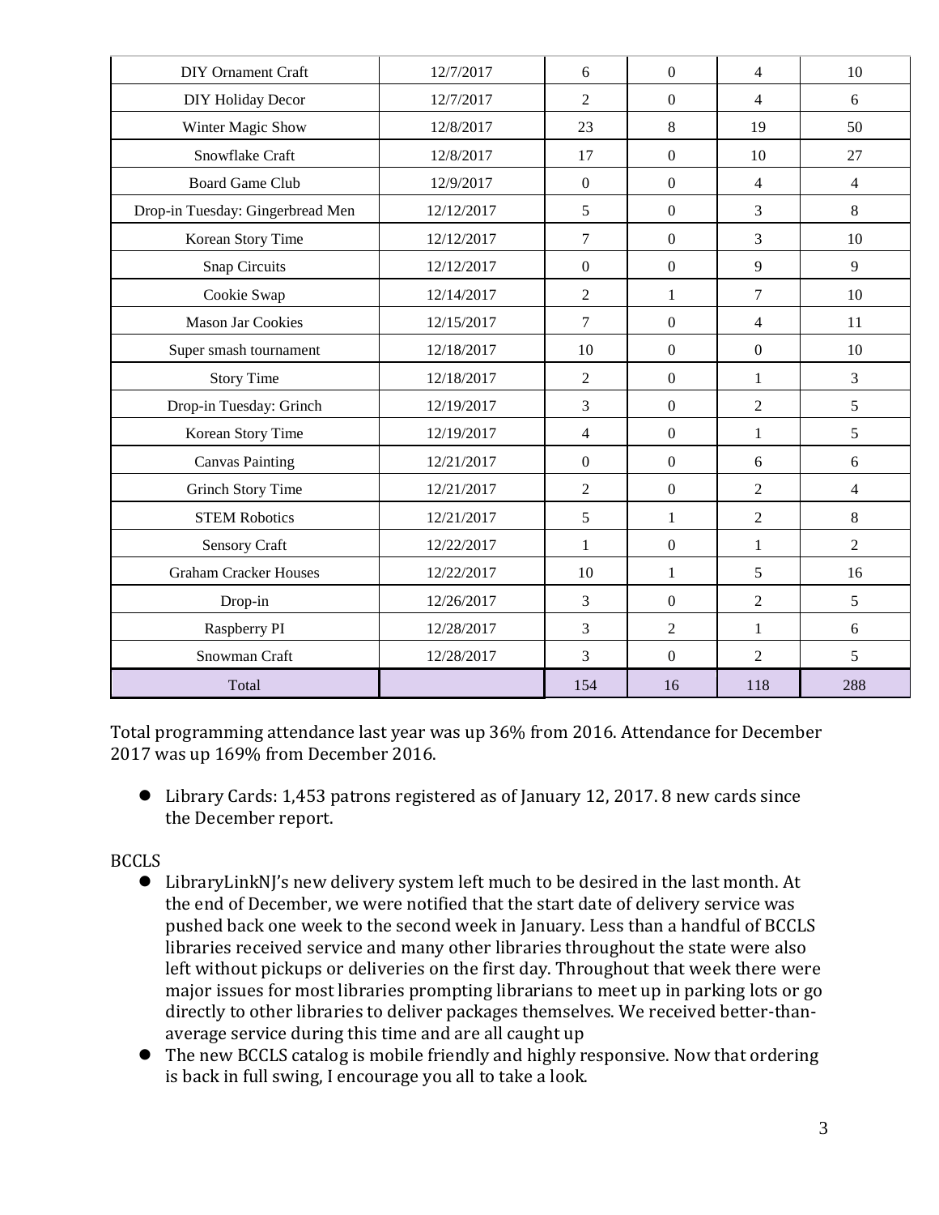| | | | | | |
|---|---|---|---|---|---|
| DIY Ornament Craft | 12/7/2017 | 6 | 0 | 4 | 10 |
| DIY Holiday Decor | 12/7/2017 | 2 | 0 | 4 | 6 |
| Winter Magic Show | 12/8/2017 | 23 | 8 | 19 | 50 |
| Snowflake Craft | 12/8/2017 | 17 | 0 | 10 | 27 |
| Board Game Club | 12/9/2017 | 0 | 0 | 4 | 4 |
| Drop-in Tuesday: Gingerbread Men | 12/12/2017 | 5 | 0 | 3 | 8 |
| Korean Story Time | 12/12/2017 | 7 | 0 | 3 | 10 |
| Snap Circuits | 12/12/2017 | 0 | 0 | 9 | 9 |
| Cookie Swap | 12/14/2017 | 2 | 1 | 7 | 10 |
| Mason Jar Cookies | 12/15/2017 | 7 | 0 | 4 | 11 |
| Super smash tournament | 12/18/2017 | 10 | 0 | 0 | 10 |
| Story Time | 12/18/2017 | 2 | 0 | 1 | 3 |
| Drop-in Tuesday: Grinch | 12/19/2017 | 3 | 0 | 2 | 5 |
| Korean Story Time | 12/19/2017 | 4 | 0 | 1 | 5 |
| Canvas Painting | 12/21/2017 | 0 | 0 | 6 | 6 |
| Grinch Story Time | 12/21/2017 | 2 | 0 | 2 | 4 |
| STEM Robotics | 12/21/2017 | 5 | 1 | 2 | 8 |
| Sensory Craft | 12/22/2017 | 1 | 0 | 1 | 2 |
| Graham Cracker Houses | 12/22/2017 | 10 | 1 | 5 | 16 |
| Drop-in | 12/26/2017 | 3 | 0 | 2 | 5 |
| Raspberry PI | 12/28/2017 | 3 | 2 | 1 | 6 |
| Snowman Craft | 12/28/2017 | 3 | 0 | 2 | 5 |
| Total | | 154 | 16 | 118 | 288 |

Total programming attendance last year was up 36% from 2016. Attendance for December 2017 was up 169% from December 2016.

- Library Cards: 1,453 patrons registered as of January 12, 2017. 8 new cards since the December report.

BCCLS

- LibraryLinkNJ's new delivery system left much to be desired in the last month. At the end of December, we were notified that the start date of delivery service was pushed back one week to the second week in January. Less than a handful of BCCLS libraries received service and many other libraries throughout the state were also left without pickups or deliveries on the first day. Throughout that week there were major issues for most libraries prompting librarians to meet up in parking lots or go directly to other libraries to deliver packages themselves. We received better-than-average service during this time and are all caught up
- The new BCCLS catalog is mobile friendly and highly responsive. Now that ordering is back in full swing, I encourage you all to take a look.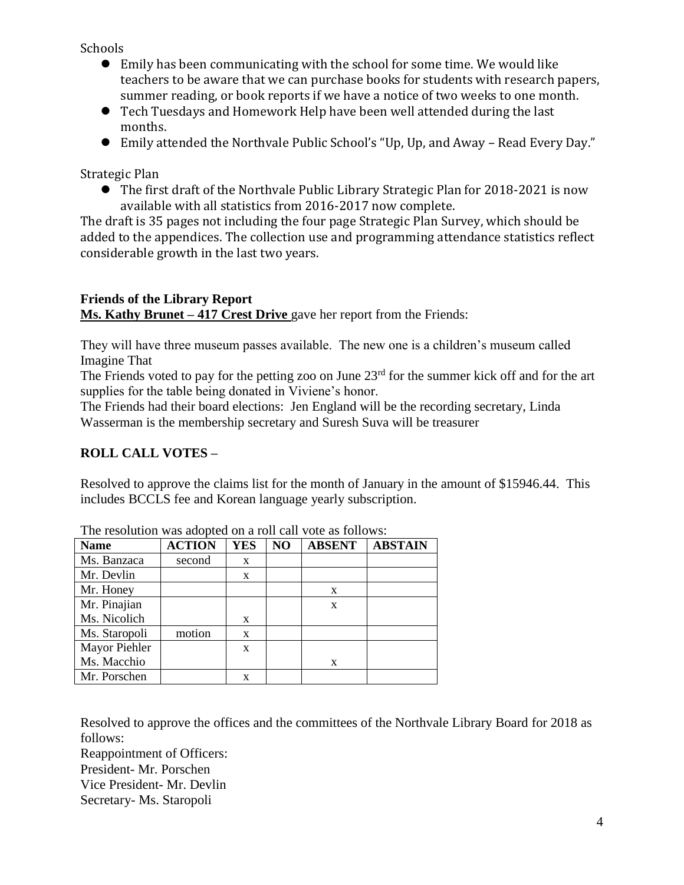Schools

- Emily has been communicating with the school for some time. We would like teachers to be aware that we can purchase books for students with research papers, summer reading, or book reports if we have a notice of two weeks to one month.
- Tech Tuesdays and Homework Help have been well attended during the last months.
- Emily attended the Northvale Public School's "Up, Up, and Away – Read Every Day."

Strategic Plan

- The first draft of the Northvale Public Library Strategic Plan for 2018-2021 is now available with all statistics from 2016-2017 now complete.

The draft is 35 pages not including the four page Strategic Plan Survey, which should be added to the appendices. The collection use and programming attendance statistics reflect considerable growth in the last two years.

**Friends of the Library Report**

**Ms. Kathy Brunet – 417 Crest Drive** gave her report from the Friends:

They will have three museum passes available. The new one is a children's museum called Imagine That

The Friends voted to pay for the petting zoo on June 23rd for the summer kick off and for the art supplies for the table being donated in Viviene's honor.

The Friends had their board elections: Jen England will be the recording secretary, Linda Wasserman is the membership secretary and Suresh Suva will be treasurer

**ROLL CALL VOTES –**

Resolved to approve the claims list for the month of January in the amount of $15946.44. This includes BCCLS fee and Korean language yearly subscription.

The resolution was adopted on a roll call vote as follows:

| Name | ACTION | YES | NO | ABSENT | ABSTAIN |
|---|---|---|---|---|---|
| Ms. Banzaca | second | x | | | |
| Mr. Devlin | | x | | | |
| Mr. Honey | | | | x | |
| Mr. Pinajian | | | | x | |
| Ms. Nicolich | | x | | | |
| Ms. Staropoli | motion | x | | | |
| Mayor Piehler | | x | | | |
| Ms. Macchio | | | | x | |
| Mr. Porschen | | x | | | |

Resolved to approve the offices and the committees of the Northvale Library Board for 2018 as follows:

Reappointment of Officers:

President- Mr. Porschen

Vice President- Mr. Devlin

Secretary- Ms. Staropoli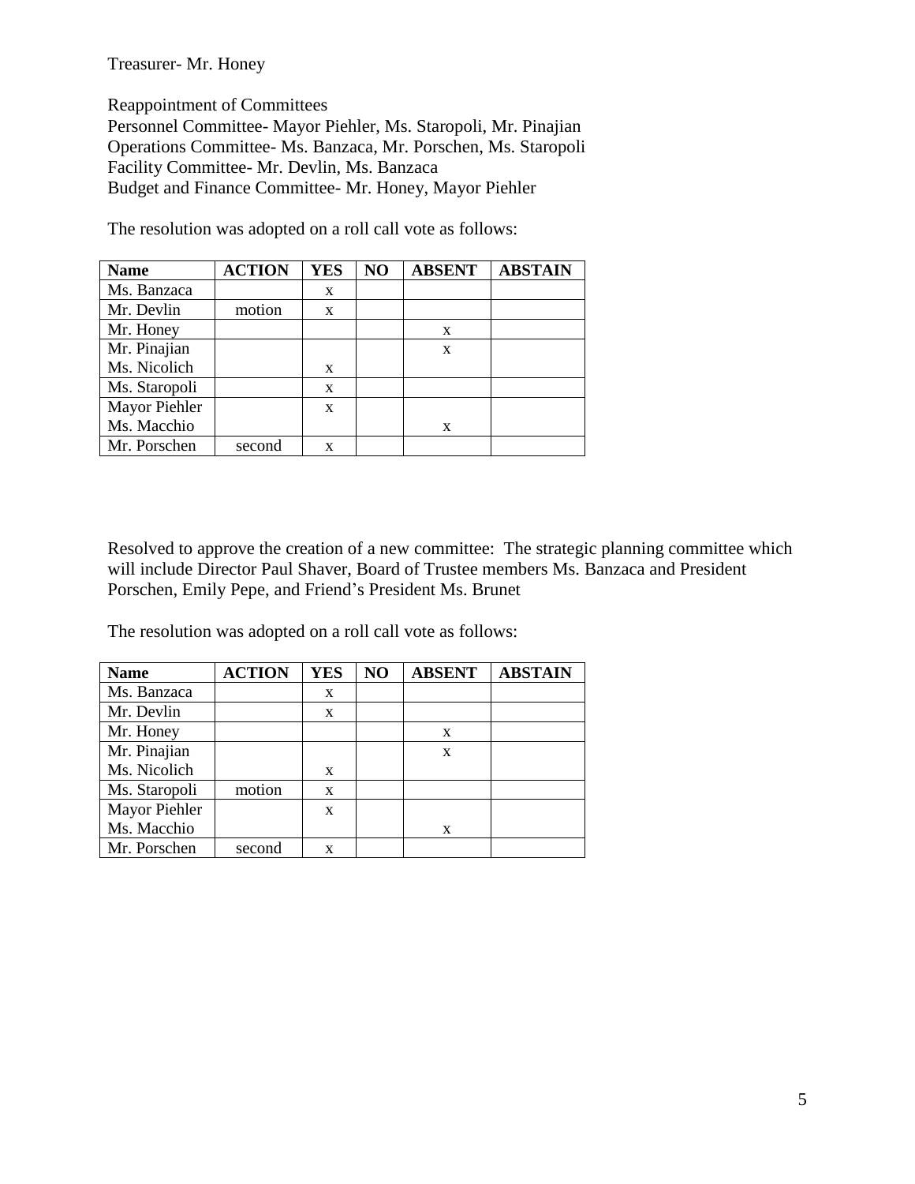Treasurer- Mr. Honey

Reappointment of Committees
Personnel Committee- Mayor Piehler, Ms. Staropoli, Mr. Pinajian
Operations Committee- Ms. Banzaca, Mr. Porschen, Ms. Staropoli
Facility Committee- Mr. Devlin, Ms. Banzaca
Budget and Finance Committee- Mr. Honey, Mayor Piehler

The resolution was adopted on a roll call vote as follows:

| Name | ACTION | YES | NO | ABSENT | ABSTAIN |
|---|---|---|---|---|---|
| Ms. Banzaca | | x | | | |
| Mr. Devlin | motion | x | | | |
| Mr. Honey | | | | x | |
| Mr. Pinajian | | | | x | |
| Ms. Nicolich | | x | | | |
| Ms. Staropoli | | x | | | |
| Mayor Piehler | | x | | | |
| Ms. Macchio | | | | x | |
| Mr. Porschen | second | x | | | |

Resolved to approve the creation of a new committee: The strategic planning committee which will include Director Paul Shaver, Board of Trustee members Ms. Banzaca and President Porschen, Emily Pepe, and Friend's President Ms. Brunet

The resolution was adopted on a roll call vote as follows:

| Name | ACTION | YES | NO | ABSENT | ABSTAIN |
|---|---|---|---|---|---|
| Ms. Banzaca | | x | | | |
| Mr. Devlin | | x | | | |
| Mr. Honey | | | | x | |
| Mr. Pinajian | | | | x | |
| Ms. Nicolich | | x | | | |
| Ms. Staropoli | motion | x | | | |
| Mayor Piehler | | x | | | |
| Ms. Macchio | | | | x | |
| Mr. Porschen | second | x | | | |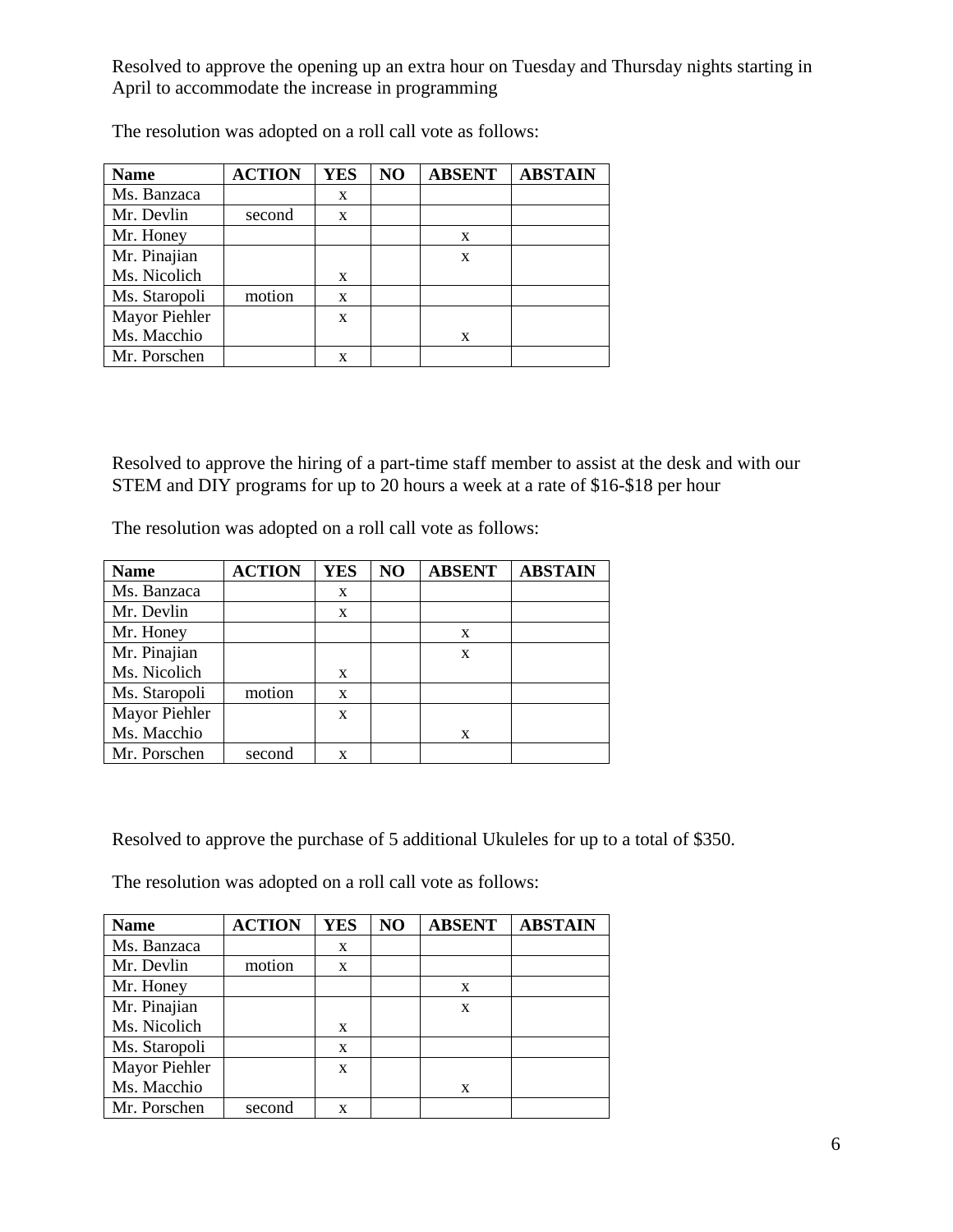Resolved to approve the opening up an extra hour on Tuesday and Thursday nights starting in April to accommodate the increase in programming

The resolution was adopted on a roll call vote as follows:

| Name | ACTION | YES | NO | ABSENT | ABSTAIN |
|---|---|---|---|---|---|
| Ms. Banzaca | | x | | | |
| Mr. Devlin | second | x | | | |
| Mr. Honey | | | | x | |
| Mr. Pinajian | | | | x | |
| Ms. Nicolich | | x | | | |
| Ms. Staropoli | motion | x | | | |
| Mayor Piehler | | x | | | |
| Ms. Macchio | | | | x | |
| Mr. Porschen | | x | | | |

Resolved to approve the hiring of a part-time staff member to assist at the desk and with our STEM and DIY programs for up to 20 hours a week at a rate of $16-$18 per hour

The resolution was adopted on a roll call vote as follows:

| Name | ACTION | YES | NO | ABSENT | ABSTAIN |
|---|---|---|---|---|---|
| Ms. Banzaca | | x | | | |
| Mr. Devlin | | x | | | |
| Mr. Honey | | | | x | |
| Mr. Pinajian | | | | x | |
| Ms. Nicolich | | x | | | |
| Ms. Staropoli | motion | x | | | |
| Mayor Piehler | | x | | | |
| Ms. Macchio | | | | x | |
| Mr. Porschen | second | x | | | |

Resolved to approve the purchase of 5 additional Ukuleles for up to a total of $350.

The resolution was adopted on a roll call vote as follows:

| Name | ACTION | YES | NO | ABSENT | ABSTAIN |
|---|---|---|---|---|---|
| Ms. Banzaca | | x | | | |
| Mr. Devlin | motion | x | | | |
| Mr. Honey | | | | x | |
| Mr. Pinajian | | | | x | |
| Ms. Nicolich | | x | | | |
| Ms. Staropoli | | x | | | |
| Mayor Piehler | | x | | | |
| Ms. Macchio | | | | x | |
| Mr. Porschen | second | x | | | |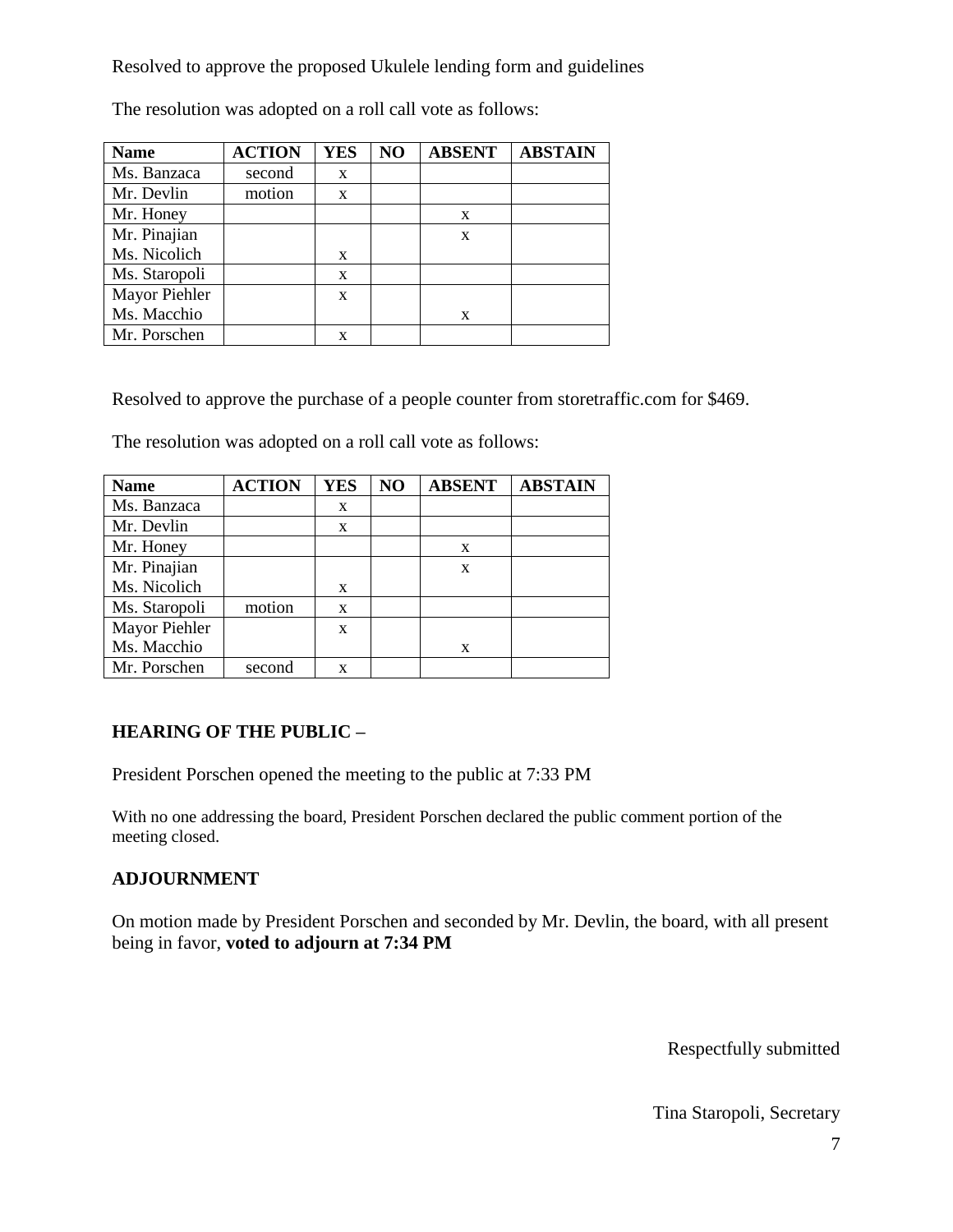Resolved to approve the proposed Ukulele lending form and guidelines

The resolution was adopted on a roll call vote as follows:

| Name | ACTION | YES | NO | ABSENT | ABSTAIN |
|---|---|---|---|---|---|
| Ms. Banzaca | second | x | | | |
| Mr. Devlin | motion | x | | | |
| Mr. Honey | | | | x | |
| Mr. Pinajian | | | | x | |
| Ms. Nicolich | | x | | | |
| Ms. Staropoli | | x | | | |
| Mayor Piehler | | x | | | |
| Ms. Macchio | | | | x | |
| Mr. Porschen | | x | | | |

Resolved to approve the purchase of a people counter from storetraffic.com for $469.

The resolution was adopted on a roll call vote as follows:

| Name | ACTION | YES | NO | ABSENT | ABSTAIN |
|---|---|---|---|---|---|
| Ms. Banzaca | | x | | | |
| Mr. Devlin | | x | | | |
| Mr. Honey | | | | x | |
| Mr. Pinajian | | | | x | |
| Ms. Nicolich | | x | | | |
| Ms. Staropoli | motion | x | | | |
| Mayor Piehler | | x | | | |
| Ms. Macchio | | | | x | |
| Mr. Porschen | second | x | | | |

## HEARING OF THE PUBLIC –

President Porschen opened the meeting to the public at 7:33 PM

With no one addressing the board, President Porschen declared the public comment portion of the meeting closed.

## ADJOURNMENT

On motion made by President Porschen and seconded by Mr. Devlin, the board, with all present being in favor, **voted to adjourn at 7:34 PM**

Respectfully submitted

Tina Staropoli, Secretary